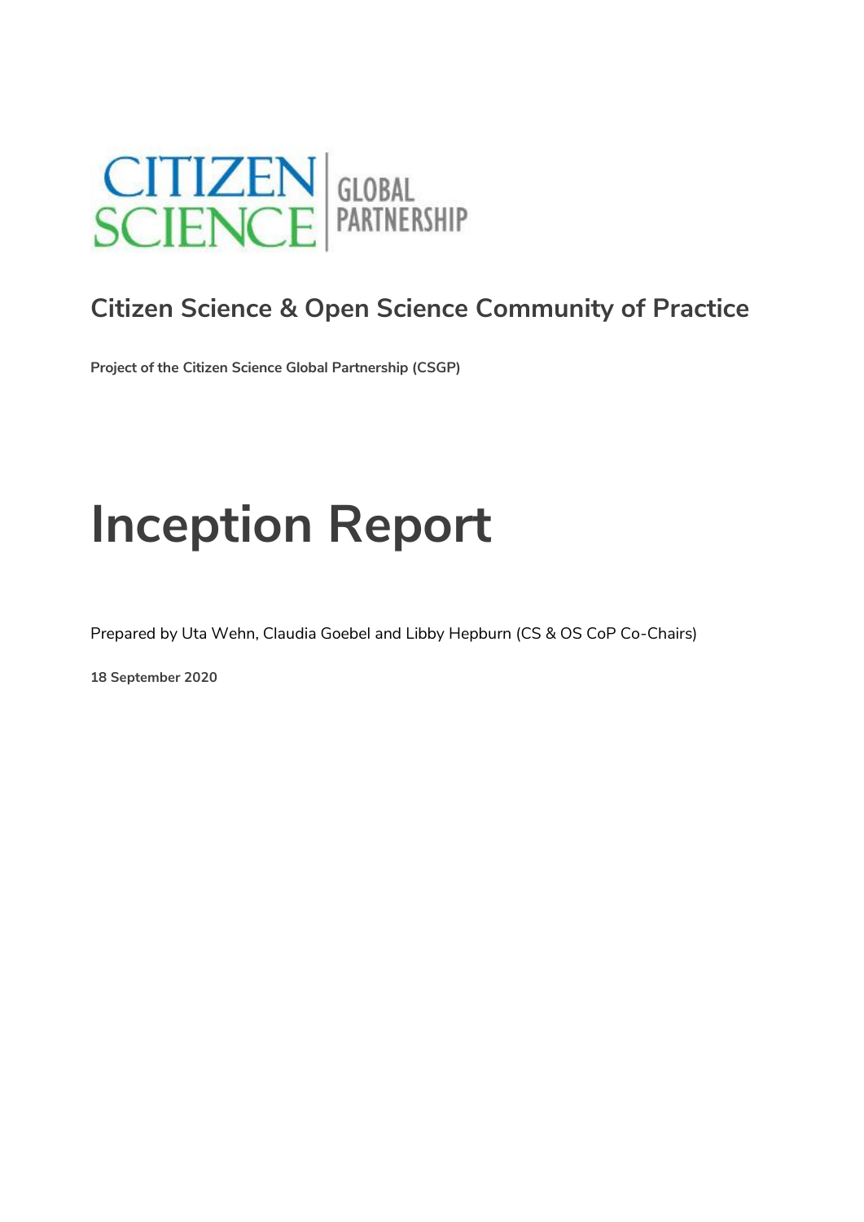CITIZEN SCIENCE | GLOBAL PARTNERSHIP

## Citizen Science & Open Science Community of Practice

**Project of the Citizen Science Global Partnership (CSGP)**

# Inception Report

Prepared by Uta Wehn, Claudia Goebel and Libby Hepburn (CS & OS CoP Co-Chairs)

**18 September 2020**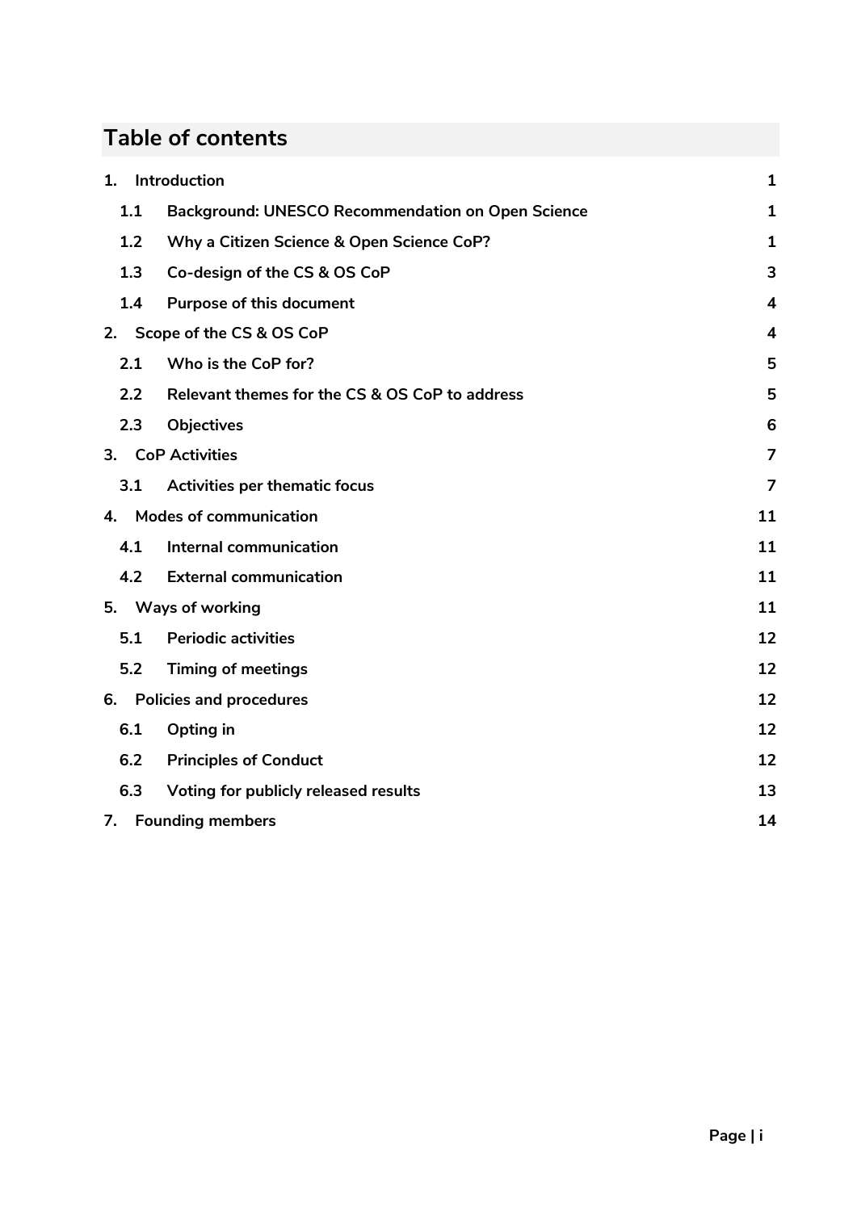## Table of contents

| | | |
|---|---|---|
| **1.** | **Introduction** | **1** |
| **1.1** | **Background: UNESCO Recommendation on Open Science** | **1** |
| **1.2** | **Why a Citizen Science & Open Science CoP?** | **1** |
| **1.3** | **Co-design of the CS & OS CoP** | **3** |
| **1.4** | **Purpose of this document** | **4** |
| **2.** | **Scope of the CS & OS CoP** | **4** |
| **2.1** | **Who is the CoP for?** | **5** |
| **2.2** | **Relevant themes for the CS & OS CoP to address** | **5** |
| **2.3** | **Objectives** | **6** |
| **3.** | **CoP Activities** | **7** |
| **3.1** | **Activities per thematic focus** | **7** |
| **4.** | **Modes of communication** | **11** |
| **4.1** | **Internal communication** | **11** |
| **4.2** | **External communication** | **11** |
| **5.** | **Ways of working** | **11** |
| **5.1** | **Periodic activities** | **12** |
| **5.2** | **Timing of meetings** | **12** |
| **6.** | **Policies and procedures** | **12** |
| **6.1** | **Opting in** | **12** |
| **6.2** | **Principles of Conduct** | **12** |
| **6.3** | **Voting for publicly released results** | **13** |
| **7.** | **Founding members** | **14** |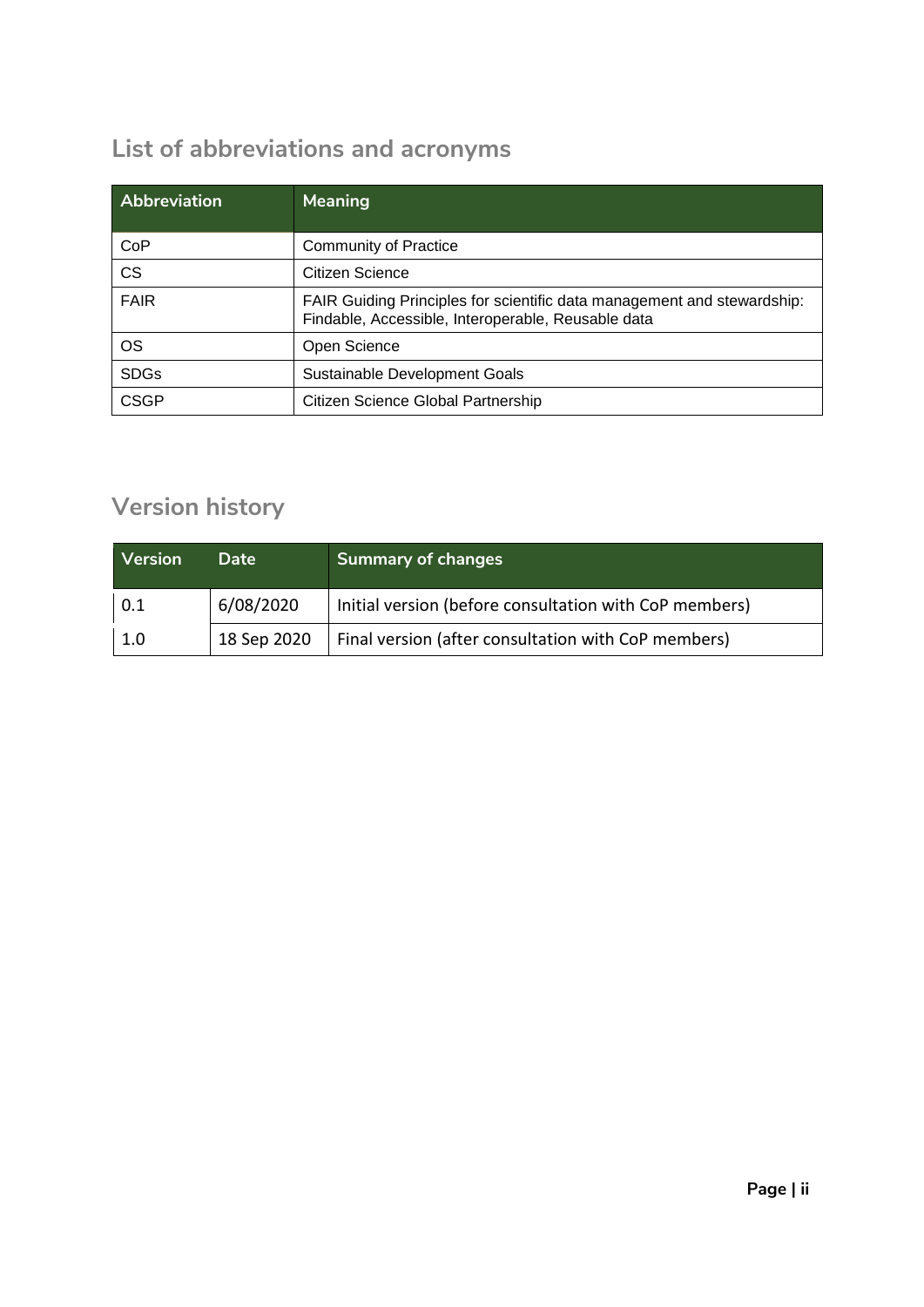## List of abbreviations and acronyms

| Abbreviation | Meaning |
|---|---|
| CoP | Community of Practice |
| CS | Citizen Science |
| FAIR | FAIR Guiding Principles for scientific data management and stewardship: Findable, Accessible, Interoperable, Reusable data |
| OS | Open Science |
| SDGs | Sustainable Development Goals |
| CSGP | Citizen Science Global Partnership |

## Version history

| Version | Date | Summary of changes |
|---|---|---|
| 0.1 | 6/08/2020 | Initial version (before consultation with CoP members) |
| 1.0 | 18 Sep 2020 | Final version (after consultation with CoP members) |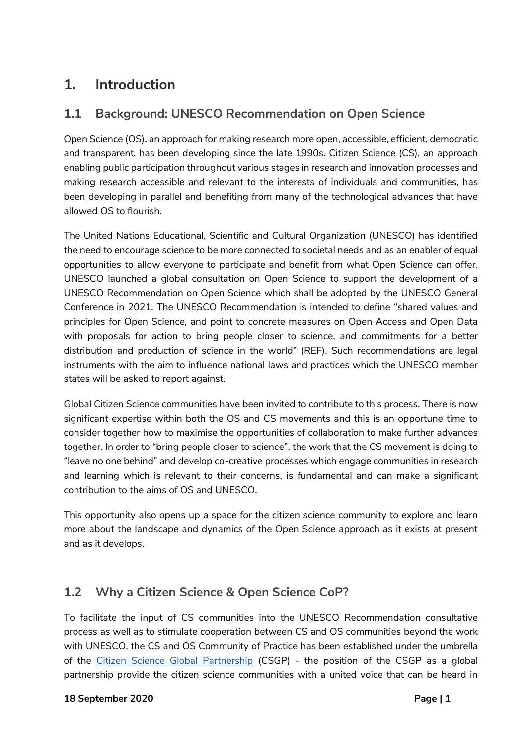# 1. Introduction

## 1.1 Background: UNESCO Recommendation on Open Science

Open Science (OS), an approach for making research more open, accessible, efficient, democratic and transparent, has been developing since the late 1990s. Citizen Science (CS), an approach enabling public participation throughout various stages in research and innovation processes and making research accessible and relevant to the interests of individuals and communities, has been developing in parallel and benefiting from many of the technological advances that have allowed OS to flourish.

The United Nations Educational, Scientific and Cultural Organization (UNESCO) has identified the need to encourage science to be more connected to societal needs and as an enabler of equal opportunities to allow everyone to participate and benefit from what Open Science can offer. UNESCO launched a global consultation on Open Science to support the development of a UNESCO Recommendation on Open Science which shall be adopted by the UNESCO General Conference in 2021. The UNESCO Recommendation is intended to define "shared values and principles for Open Science, and point to concrete measures on Open Access and Open Data with proposals for action to bring people closer to science, and commitments for a better distribution and production of science in the world" (REF). Such recommendations are legal instruments with the aim to influence national laws and practices which the UNESCO member states will be asked to report against.

Global Citizen Science communities have been invited to contribute to this process. There is now significant expertise within both the OS and CS movements and this is an opportune time to consider together how to maximise the opportunities of collaboration to make further advances together. In order to "bring people closer to science", the work that the CS movement is doing to "leave no one behind" and develop co-creative processes which engage communities in research and learning which is relevant to their concerns, is fundamental and can make a significant contribution to the aims of OS and UNESCO.

This opportunity also opens up a space for the citizen science community to explore and learn more about the landscape and dynamics of the Open Science approach as it exists at present and as it develops.

## 1.2 Why a Citizen Science & Open Science CoP?

To facilitate the input of CS communities into the UNESCO Recommendation consultative process as well as to stimulate cooperation between CS and OS communities beyond the work with UNESCO, the CS and OS Community of Practice has been established under the umbrella of the Citizen Science Global Partnership (CSGP) - the position of the CSGP as a global partnership provide the citizen science communities with a united voice that can be heard in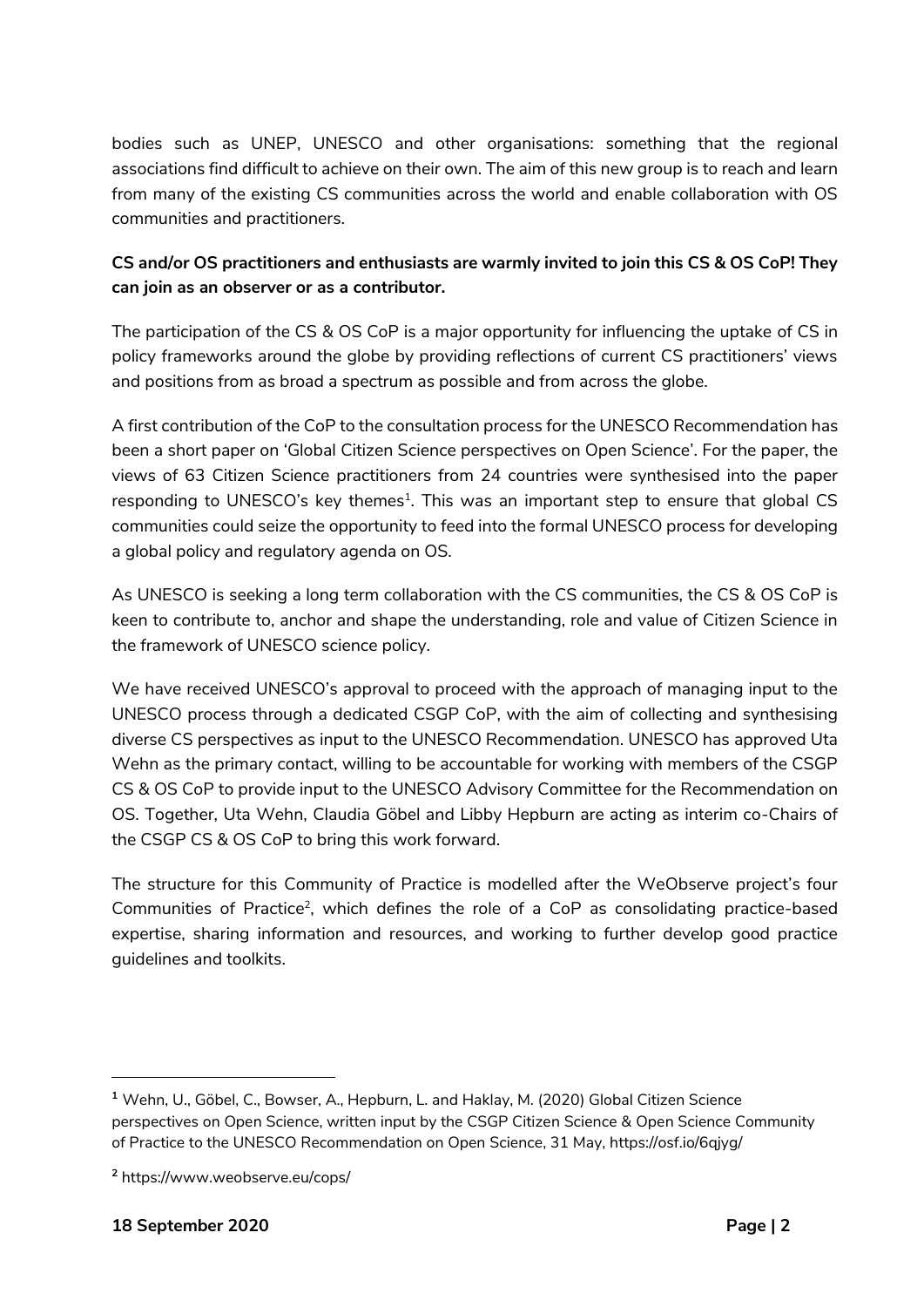bodies such as UNEP, UNESCO and other organisations: something that the regional associations find difficult to achieve on their own. The aim of this new group is to reach and learn from many of the existing CS communities across the world and enable collaboration with OS communities and practitioners.

**CS and/or OS practitioners and enthusiasts are warmly invited to join this CS & OS CoP! They can join as an observer or as a contributor.**

The participation of the CS & OS CoP is a major opportunity for influencing the uptake of CS in policy frameworks around the globe by providing reflections of current CS practitioners' views and positions from as broad a spectrum as possible and from across the globe.

A first contribution of the CoP to the consultation process for the UNESCO Recommendation has been a short paper on 'Global Citizen Science perspectives on Open Science'. For the paper, the views of 63 Citizen Science practitioners from 24 countries were synthesised into the paper responding to UNESCO's key themes[1]. This was an important step to ensure that global CS communities could seize the opportunity to feed into the formal UNESCO process for developing a global policy and regulatory agenda on OS.

As UNESCO is seeking a long term collaboration with the CS communities, the CS & OS CoP is keen to contribute to, anchor and shape the understanding, role and value of Citizen Science in the framework of UNESCO science policy.

We have received UNESCO's approval to proceed with the approach of managing input to the UNESCO process through a dedicated CSGP CoP, with the aim of collecting and synthesising diverse CS perspectives as input to the UNESCO Recommendation. UNESCO has approved Uta Wehn as the primary contact, willing to be accountable for working with members of the CSGP CS & OS CoP to provide input to the UNESCO Advisory Committee for the Recommendation on OS. Together, Uta Wehn, Claudia Göbel and Libby Hepburn are acting as interim co-Chairs of the CSGP CS & OS CoP to bring this work forward.

The structure for this Community of Practice is modelled after the WeObserve project's four Communities of Practice[2], which defines the role of a CoP as consolidating practice-based expertise, sharing information and resources, and working to further develop good practice guidelines and toolkits.

---

[1] Wehn, U., Göbel, C., Bowser, A., Hepburn, L. and Haklay, M. (2020) Global Citizen Science perspectives on Open Science, written input by the CSGP Citizen Science & Open Science Community of Practice to the UNESCO Recommendation on Open Science, 31 May, https://osf.io/6qjyg/

[2] https://www.weobserve.eu/cops/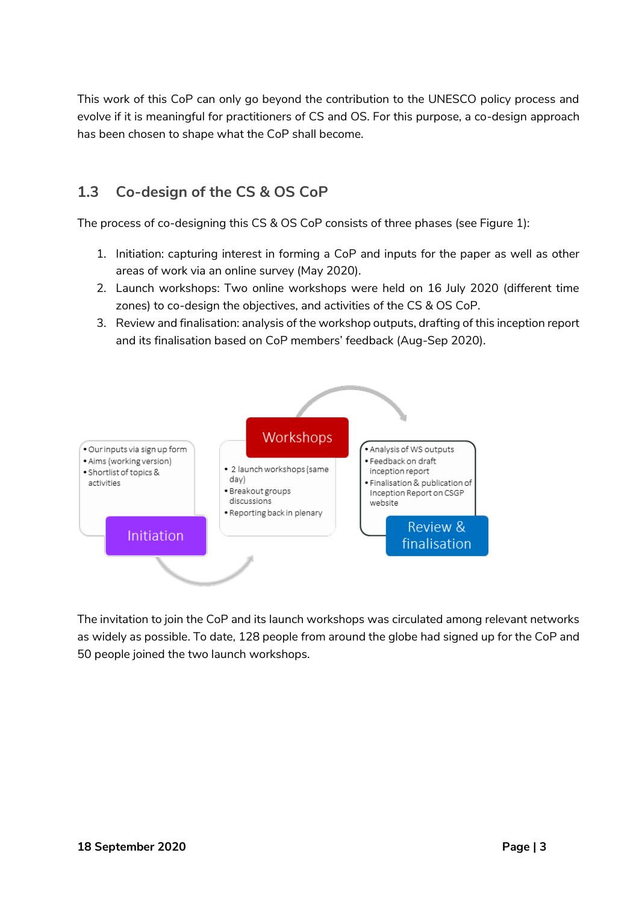This work of this CoP can only go beyond the contribution to the UNESCO policy process and evolve if it is meaningful for practitioners of CS and OS. For this purpose, a co-design approach has been chosen to shape what the CoP shall become.

## 1.3 Co-design of the CS & OS CoP

The process of co-designing this CS & OS CoP consists of three phases (see Figure 1):

1. Initiation: capturing interest in forming a CoP and inputs for the paper as well as other areas of work via an online survey (May 2020).
2. Launch workshops: Two online workshops were held on 16 July 2020 (different time zones) to co-design the objectives, and activities of the CS & OS CoP.
3. Review and finalisation: analysis of the workshop outputs, drafting of this inception report and its finalisation based on CoP members' feedback (Aug-Sep 2020).

**Initiation**
- Our inputs via sign up form
- Aims (working version)
- Shortlist of topics & activities

**Workshops**
- 2 launch workshops (same day)
- Breakout groups discussions
- Reporting back in plenary

**Review & finalisation**
- Analysis of WS outputs
- Feedback on draft inception report
- Finalisation & publication of Inception Report on CSGP website

The invitation to join the CoP and its launch workshops was circulated among relevant networks as widely as possible. To date, 128 people from around the globe had signed up for the CoP and 50 people joined the two launch workshops.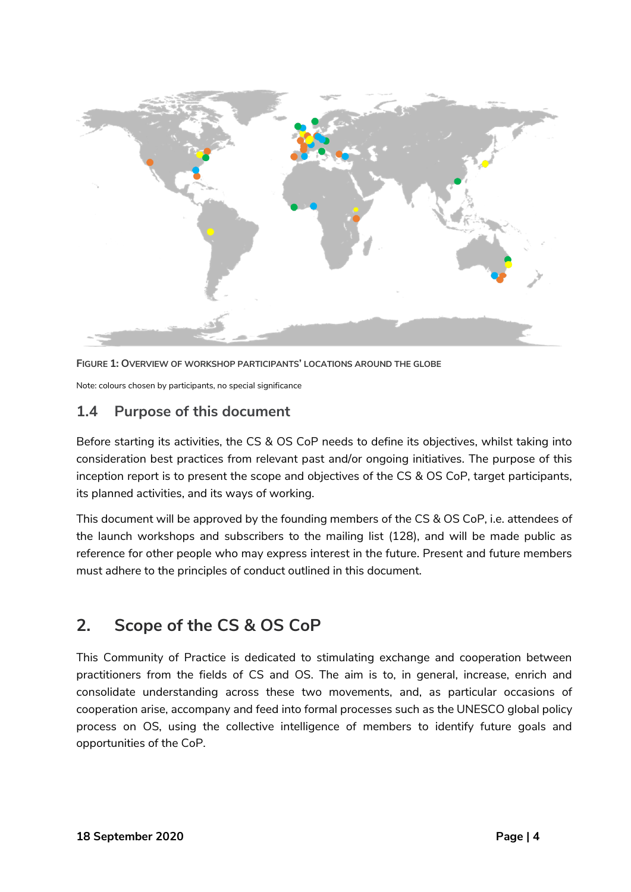FIGURE 1: OVERVIEW OF WORKSHOP PARTICIPANTS' LOCATIONS AROUND THE GLOBE

Note: colours chosen by participants, no special significance

## 1.4 Purpose of this document

Before starting its activities, the CS & OS CoP needs to define its objectives, whilst taking into consideration best practices from relevant past and/or ongoing initiatives. The purpose of this inception report is to present the scope and objectives of the CS & OS CoP, target participants, its planned activities, and its ways of working.

This document will be approved by the founding members of the CS & OS CoP, i.e. attendees of the launch workshops and subscribers to the mailing list (128), and will be made public as reference for other people who may express interest in the future. Present and future members must adhere to the principles of conduct outlined in this document.

# 2. Scope of the CS & OS CoP

This Community of Practice is dedicated to stimulating exchange and cooperation between practitioners from the fields of CS and OS. The aim is to, in general, increase, enrich and consolidate understanding across these two movements, and, as particular occasions of cooperation arise, accompany and feed into formal processes such as the UNESCO global policy process on OS, using the collective intelligence of members to identify future goals and opportunities of the CoP.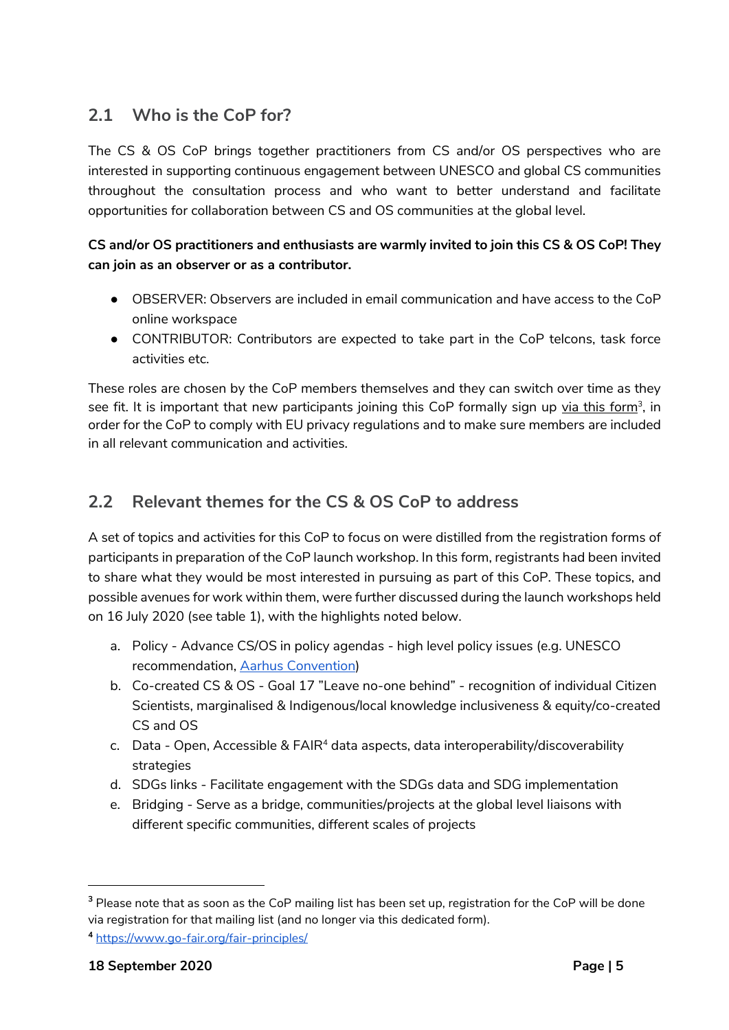## 2.1 Who is the CoP for?

The CS & OS CoP brings together practitioners from CS and/or OS perspectives who are interested in supporting continuous engagement between UNESCO and global CS communities throughout the consultation process and who want to better understand and facilitate opportunities for collaboration between CS and OS communities at the global level.

**CS and/or OS practitioners and enthusiasts are warmly invited to join this CS & OS CoP! They can join as an observer or as a contributor.**

- OBSERVER: Observers are included in email communication and have access to the CoP online workspace
- CONTRIBUTOR: Contributors are expected to take part in the CoP telcons, task force activities etc.

These roles are chosen by the CoP members themselves and they can switch over time as they see fit. It is important that new participants joining this CoP formally sign up via this form[3], in order for the CoP to comply with EU privacy regulations and to make sure members are included in all relevant communication and activities.

## 2.2 Relevant themes for the CS & OS CoP to address

A set of topics and activities for this CoP to focus on were distilled from the registration forms of participants in preparation of the CoP launch workshop. In this form, registrants had been invited to share what they would be most interested in pursuing as part of this CoP. These topics, and possible avenues for work within them, were further discussed during the launch workshops held on 16 July 2020 (see table 1), with the highlights noted below.

a. Policy - Advance CS/OS in policy agendas - high level policy issues (e.g. UNESCO recommendation, Aarhus Convention)
b. Co-created CS & OS - Goal 17 "Leave no-one behind" - recognition of individual Citizen Scientists, marginalised & Indigenous/local knowledge inclusiveness & equity/co-created CS and OS
c. Data - Open, Accessible & FAIR[4] data aspects, data interoperability/discoverability strategies
d. SDGs links - Facilitate engagement with the SDGs data and SDG implementation
e. Bridging - Serve as a bridge, communities/projects at the global level liaisons with different specific communities, different scales of projects

[3] Please note that as soon as the CoP mailing list has been set up, registration for the CoP will be done via registration for that mailing list (and no longer via this dedicated form).

[4] https://www.go-fair.org/fair-principles/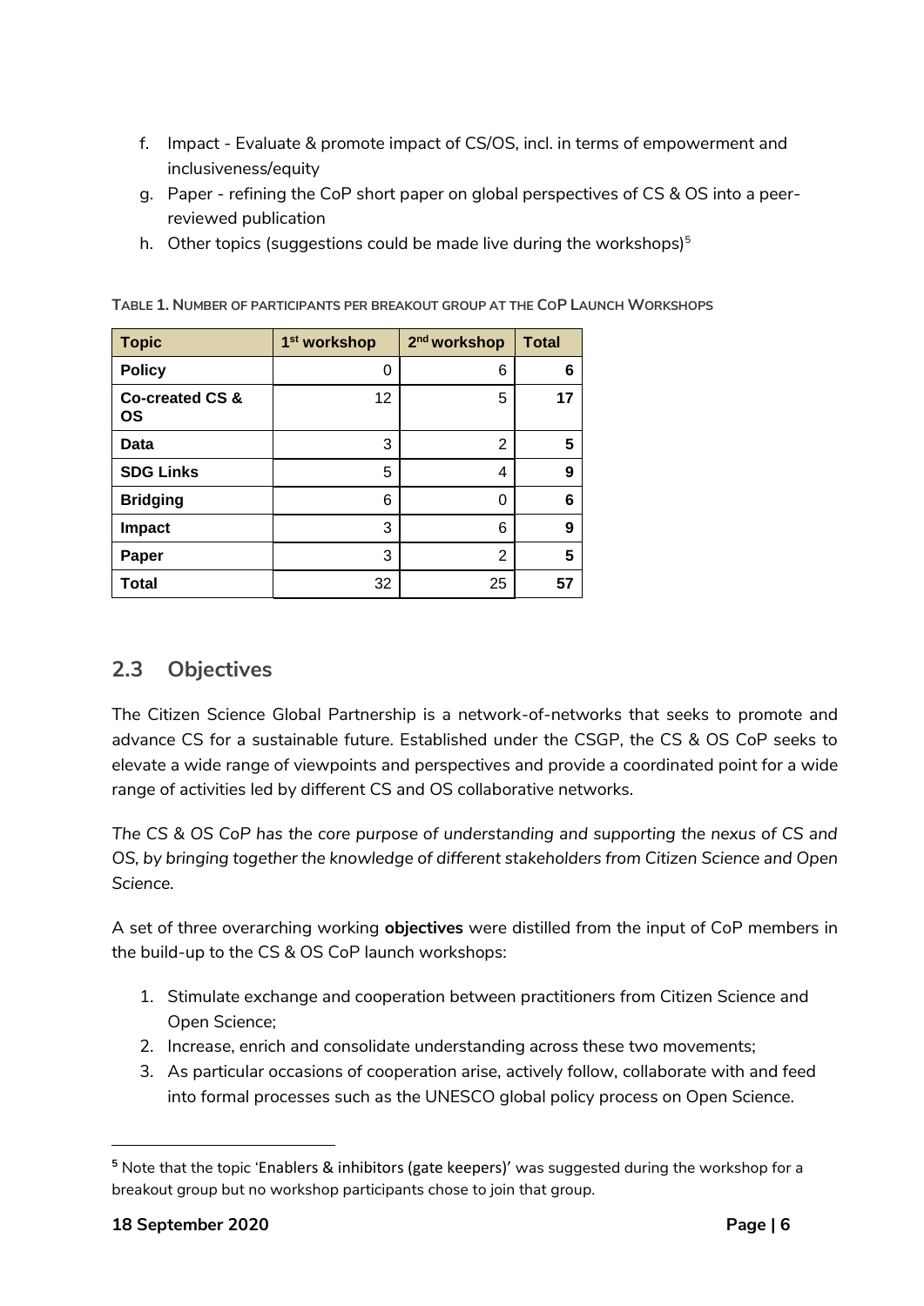f. Impact - Evaluate & promote impact of CS/OS, incl. in terms of empowerment and inclusiveness/equity
g. Paper - refining the CoP short paper on global perspectives of CS & OS into a peer-reviewed publication
h. Other topics (suggestions could be made live during the workshops)[5]

**TABLE 1. NUMBER OF PARTICIPANTS PER BREAKOUT GROUP AT THE COP LAUNCH WORKSHOPS**

| Topic | 1st workshop | 2nd workshop | Total |
|---|---|---|---|
| **Policy** | 0 | 6 | **6** |
| **Co-created CS & OS** | 12 | 5 | **17** |
| **Data** | 3 | 2 | **5** |
| **SDG Links** | 5 | 4 | **9** |
| **Bridging** | 6 | 0 | **6** |
| **Impact** | 3 | 6 | **9** |
| **Paper** | 3 | 2 | **5** |
| **Total** | 32 | 25 | **57** |

## 2.3 Objectives

The Citizen Science Global Partnership is a network-of-networks that seeks to promote and advance CS for a sustainable future. Established under the CSGP, the CS & OS CoP seeks to elevate a wide range of viewpoints and perspectives and provide a coordinated point for a wide range of activities led by different CS and OS collaborative networks.

*The CS & OS CoP has the core purpose of understanding and supporting the nexus of CS and OS, by bringing together the knowledge of different stakeholders from Citizen Science and Open Science.*

A set of three overarching working **objectives** were distilled from the input of CoP members in the build-up to the CS & OS CoP launch workshops:

1. Stimulate exchange and cooperation between practitioners from Citizen Science and Open Science;
2. Increase, enrich and consolidate understanding across these two movements;
3. As particular occasions of cooperation arise, actively follow, collaborate with and feed into formal processes such as the UNESCO global policy process on Open Science.

[5] Note that the topic 'Enablers & inhibitors (gate keepers)' was suggested during the workshop for a breakout group but no workshop participants chose to join that group.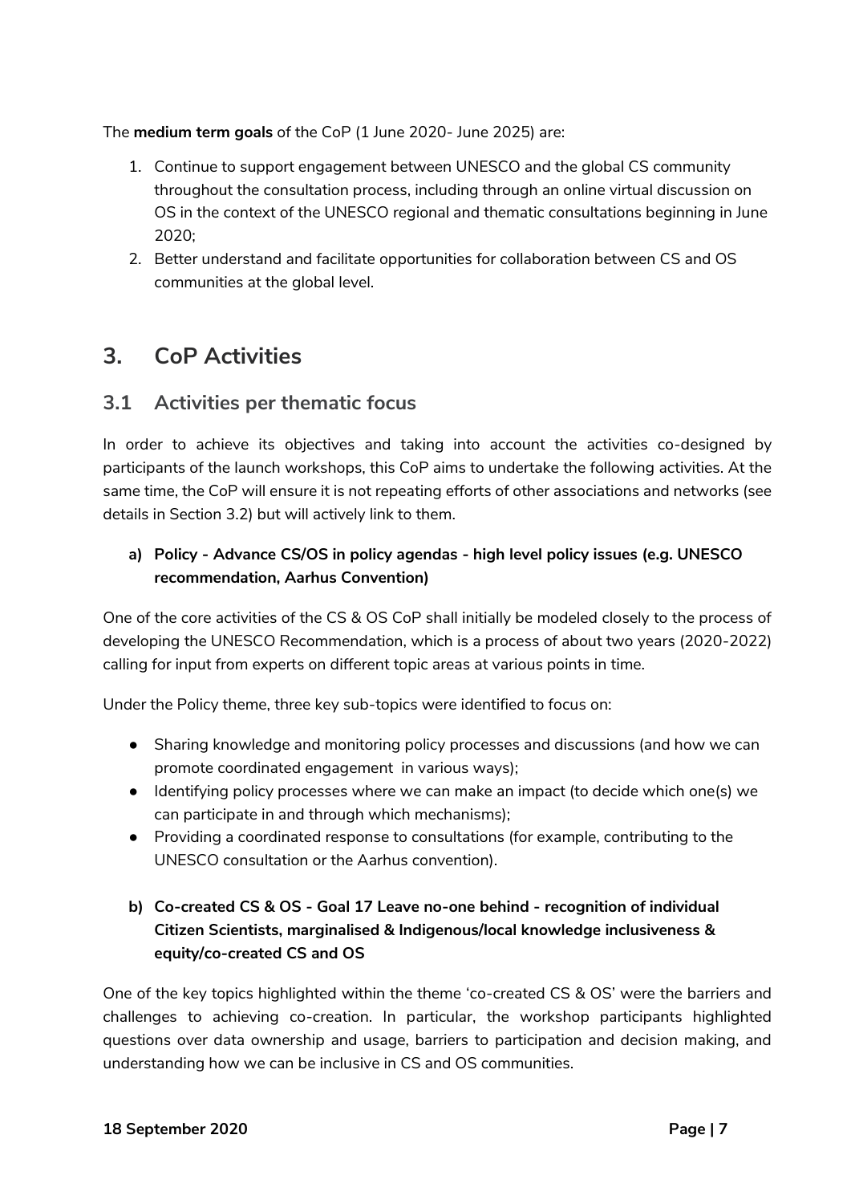The **medium term goals** of the CoP (1 June 2020- June 2025) are:

1. Continue to support engagement between UNESCO and the global CS community throughout the consultation process, including through an online virtual discussion on OS in the context of the UNESCO regional and thematic consultations beginning in June 2020;
2. Better understand and facilitate opportunities for collaboration between CS and OS communities at the global level.

# 3. CoP Activities

## 3.1 Activities per thematic focus

In order to achieve its objectives and taking into account the activities co-designed by participants of the launch workshops, this CoP aims to undertake the following activities. At the same time, the CoP will ensure it is not repeating efforts of other associations and networks (see details in Section 3.2) but will actively link to them.

### a) Policy - Advance CS/OS in policy agendas - high level policy issues (e.g. UNESCO recommendation, Aarhus Convention)

One of the core activities of the CS & OS CoP shall initially be modeled closely to the process of developing the UNESCO Recommendation, which is a process of about two years (2020-2022) calling for input from experts on different topic areas at various points in time.

Under the Policy theme, three key sub-topics were identified to focus on:

- Sharing knowledge and monitoring policy processes and discussions (and how we can promote coordinated engagement in various ways);
- Identifying policy processes where we can make an impact (to decide which one(s) we can participate in and through which mechanisms);
- Providing a coordinated response to consultations (for example, contributing to the UNESCO consultation or the Aarhus convention).

### b) Co-created CS & OS - Goal 17 Leave no-one behind - recognition of individual Citizen Scientists, marginalised & Indigenous/local knowledge inclusiveness & equity/co-created CS and OS

One of the key topics highlighted within the theme 'co-created CS & OS' were the barriers and challenges to achieving co-creation. In particular, the workshop participants highlighted questions over data ownership and usage, barriers to participation and decision making, and understanding how we can be inclusive in CS and OS communities.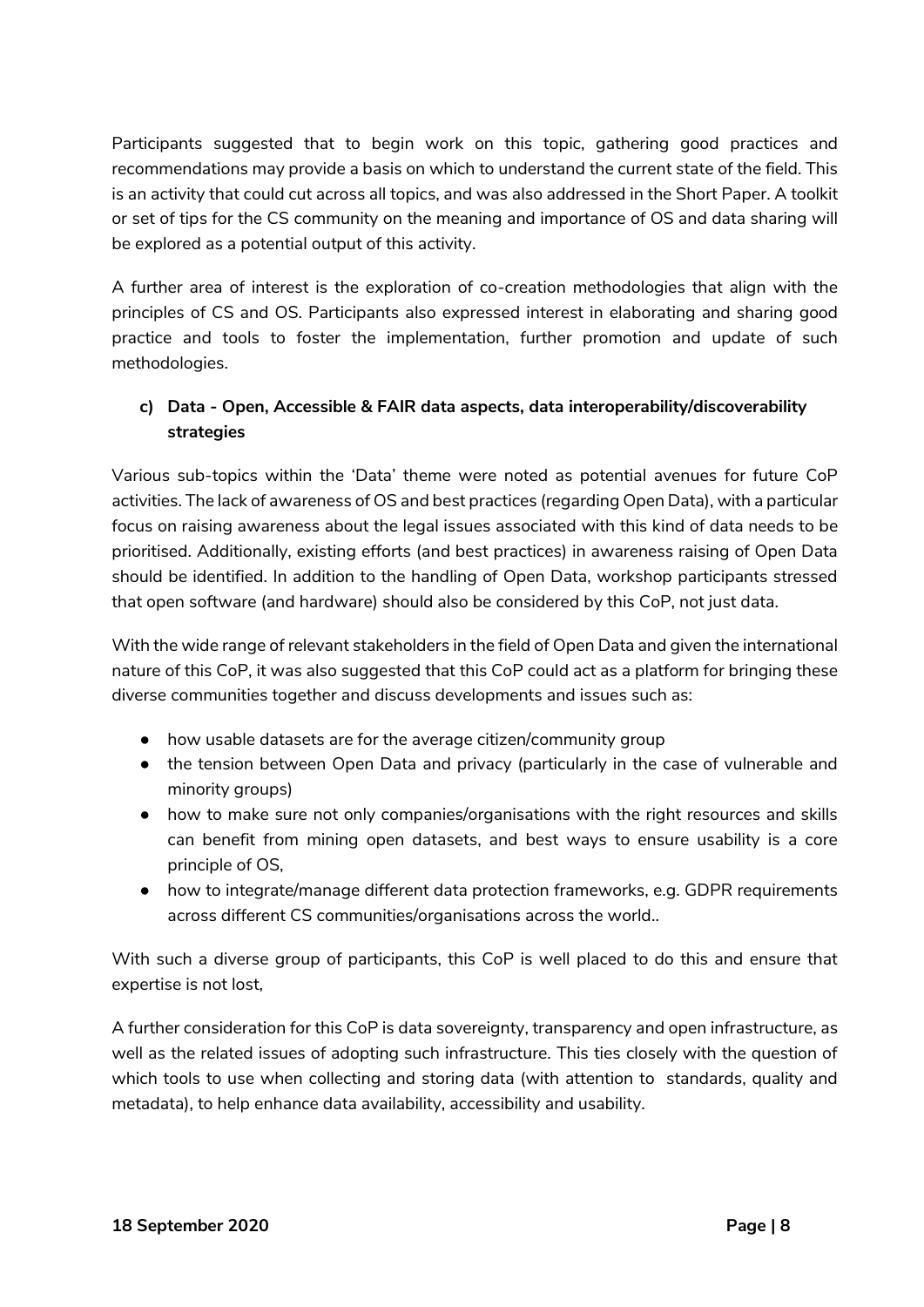Participants suggested that to begin work on this topic, gathering good practices and recommendations may provide a basis on which to understand the current state of the field. This is an activity that could cut across all topics, and was also addressed in the Short Paper. A toolkit or set of tips for the CS community on the meaning and importance of OS and data sharing will be explored as a potential output of this activity.

A further area of interest is the exploration of co-creation methodologies that align with the principles of CS and OS. Participants also expressed interest in elaborating and sharing good practice and tools to foster the implementation, further promotion and update of such methodologies.

### c) Data - Open, Accessible & FAIR data aspects, data interoperability/discoverability strategies

Various sub-topics within the 'Data' theme were noted as potential avenues for future CoP activities. The lack of awareness of OS and best practices (regarding Open Data), with a particular focus on raising awareness about the legal issues associated with this kind of data needs to be prioritised. Additionally, existing efforts (and best practices) in awareness raising of Open Data should be identified. In addition to the handling of Open Data, workshop participants stressed that open software (and hardware) should also be considered by this CoP, not just data.

With the wide range of relevant stakeholders in the field of Open Data and given the international nature of this CoP, it was also suggested that this CoP could act as a platform for bringing these diverse communities together and discuss developments and issues such as:

- how usable datasets are for the average citizen/community group
- the tension between Open Data and privacy (particularly in the case of vulnerable and minority groups)
- how to make sure not only companies/organisations with the right resources and skills can benefit from mining open datasets, and best ways to ensure usability is a core principle of OS,
- how to integrate/manage different data protection frameworks, e.g. GDPR requirements across different CS communities/organisations across the world..

With such a diverse group of participants, this CoP is well placed to do this and ensure that expertise is not lost,

A further consideration for this CoP is data sovereignty, transparency and open infrastructure, as well as the related issues of adopting such infrastructure. This ties closely with the question of which tools to use when collecting and storing data (with attention to standards, quality and metadata), to help enhance data availability, accessibility and usability.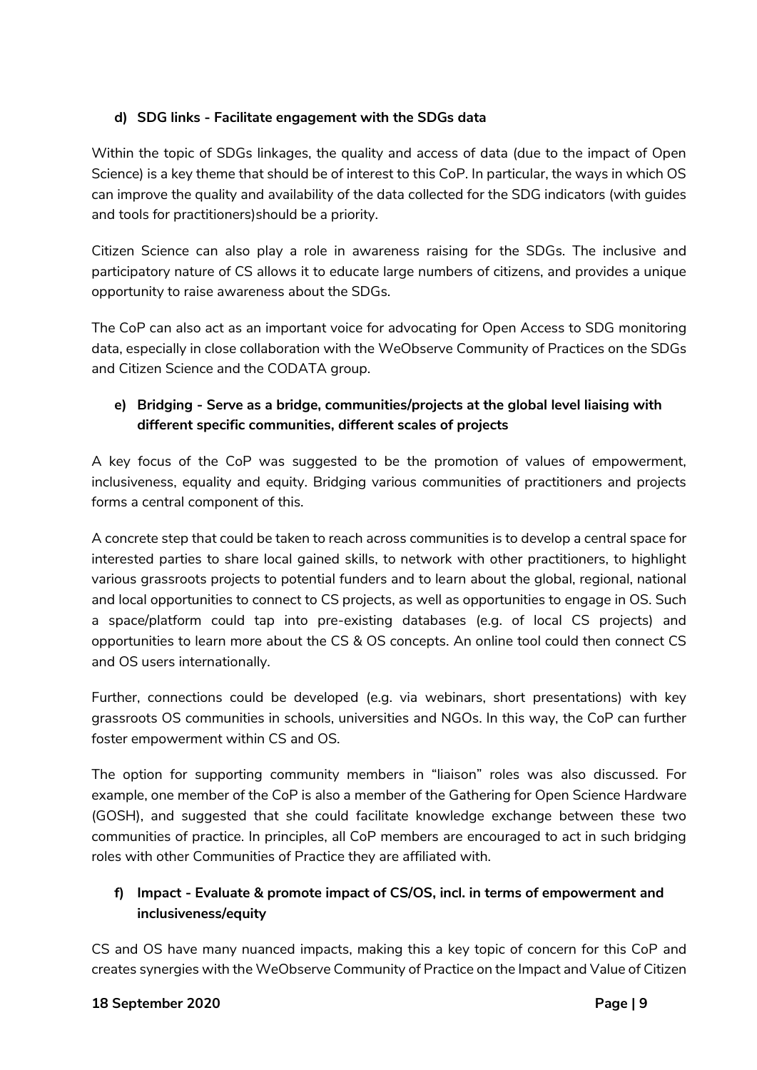**d) SDG links - Facilitate engagement with the SDGs data**

Within the topic of SDGs linkages, the quality and access of data (due to the impact of Open Science) is a key theme that should be of interest to this CoP. In particular, the ways in which OS can improve the quality and availability of the data collected for the SDG indicators (with guides and tools for practitioners)should be a priority.

Citizen Science can also play a role in awareness raising for the SDGs. The inclusive and participatory nature of CS allows it to educate large numbers of citizens, and provides a unique opportunity to raise awareness about the SDGs.

The CoP can also act as an important voice for advocating for Open Access to SDG monitoring data, especially in close collaboration with the WeObserve Community of Practices on the SDGs and Citizen Science and the CODATA group.

**e) Bridging - Serve as a bridge, communities/projects at the global level liaising with different specific communities, different scales of projects**

A key focus of the CoP was suggested to be the promotion of values of empowerment, inclusiveness, equality and equity. Bridging various communities of practitioners and projects forms a central component of this.

A concrete step that could be taken to reach across communities is to develop a central space for interested parties to share local gained skills, to network with other practitioners, to highlight various grassroots projects to potential funders and to learn about the global, regional, national and local opportunities to connect to CS projects, as well as opportunities to engage in OS. Such a space/platform could tap into pre-existing databases (e.g. of local CS projects) and opportunities to learn more about the CS & OS concepts. An online tool could then connect CS and OS users internationally.

Further, connections could be developed (e.g. via webinars, short presentations) with key grassroots OS communities in schools, universities and NGOs. In this way, the CoP can further foster empowerment within CS and OS.

The option for supporting community members in "liaison" roles was also discussed. For example, one member of the CoP is also a member of the Gathering for Open Science Hardware (GOSH), and suggested that she could facilitate knowledge exchange between these two communities of practice. In principles, all CoP members are encouraged to act in such bridging roles with other Communities of Practice they are affiliated with.

**f) Impact - Evaluate & promote impact of CS/OS, incl. in terms of empowerment and inclusiveness/equity**

CS and OS have many nuanced impacts, making this a key topic of concern for this CoP and creates synergies with the WeObserve Community of Practice on the Impact and Value of Citizen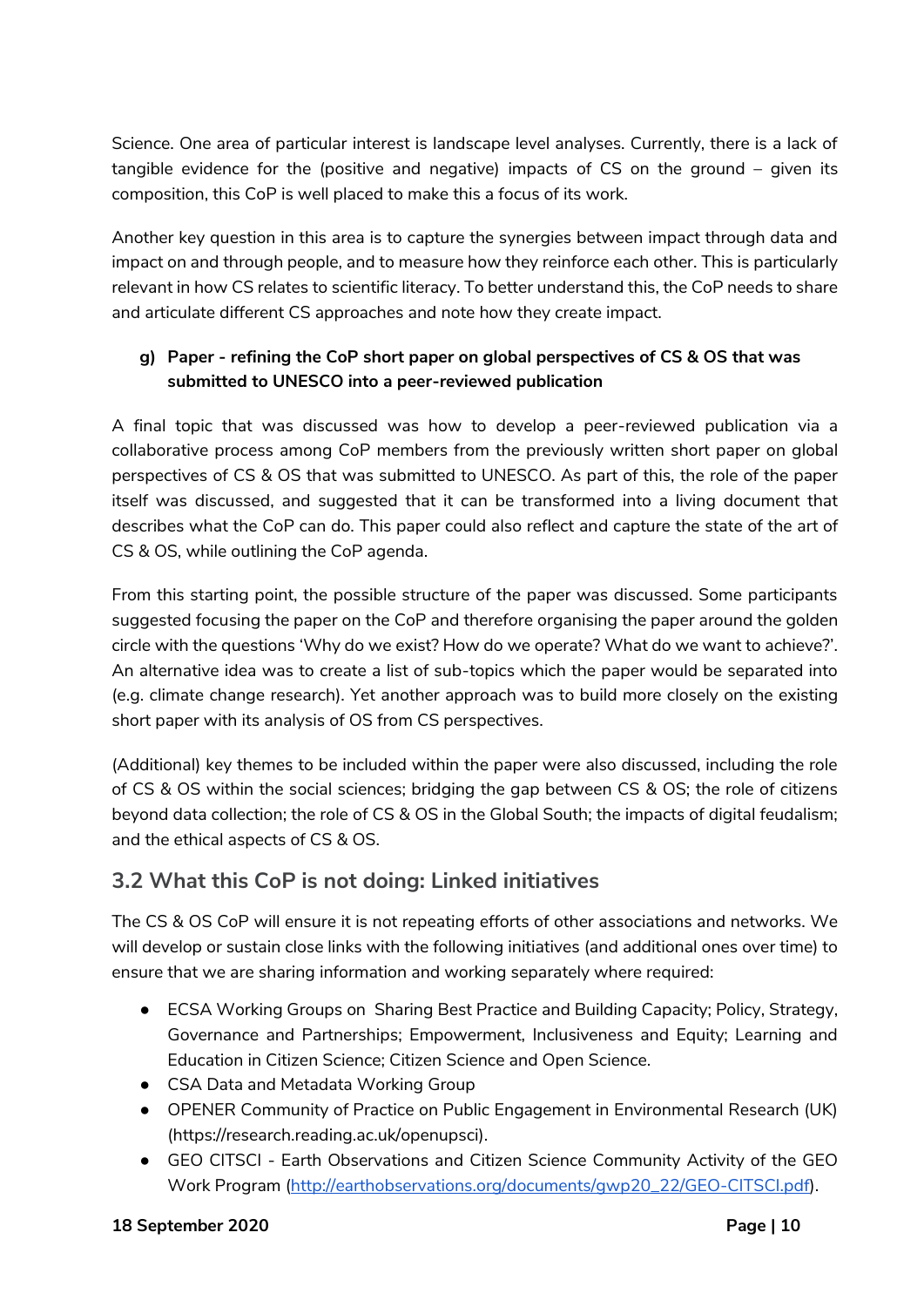Science. One area of particular interest is landscape level analyses. Currently, there is a lack of tangible evidence for the (positive and negative) impacts of CS on the ground – given its composition, this CoP is well placed to make this a focus of its work.

Another key question in this area is to capture the synergies between impact through data and impact on and through people, and to measure how they reinforce each other. This is particularly relevant in how CS relates to scientific literacy. To better understand this, the CoP needs to share and articulate different CS approaches and note how they create impact.

**g) Paper - refining the CoP short paper on global perspectives of CS & OS that was submitted to UNESCO into a peer-reviewed publication**

A final topic that was discussed was how to develop a peer-reviewed publication via a collaborative process among CoP members from the previously written short paper on global perspectives of CS & OS that was submitted to UNESCO. As part of this, the role of the paper itself was discussed, and suggested that it can be transformed into a living document that describes what the CoP can do. This paper could also reflect and capture the state of the art of CS & OS, while outlining the CoP agenda.

From this starting point, the possible structure of the paper was discussed. Some participants suggested focusing the paper on the CoP and therefore organising the paper around the golden circle with the questions 'Why do we exist? How do we operate? What do we want to achieve?'. An alternative idea was to create a list of sub-topics which the paper would be separated into (e.g. climate change research). Yet another approach was to build more closely on the existing short paper with its analysis of OS from CS perspectives.

(Additional) key themes to be included within the paper were also discussed, including the role of CS & OS within the social sciences; bridging the gap between CS & OS; the role of citizens beyond data collection; the role of CS & OS in the Global South; the impacts of digital feudalism; and the ethical aspects of CS & OS.

## 3.2 What this CoP is not doing: Linked initiatives

The CS & OS CoP will ensure it is not repeating efforts of other associations and networks. We will develop or sustain close links with the following initiatives (and additional ones over time) to ensure that we are sharing information and working separately where required:

- ECSA Working Groups on Sharing Best Practice and Building Capacity; Policy, Strategy, Governance and Partnerships; Empowerment, Inclusiveness and Equity; Learning and Education in Citizen Science; Citizen Science and Open Science.
- CSA Data and Metadata Working Group
- OPENER Community of Practice on Public Engagement in Environmental Research (UK) (https://research.reading.ac.uk/openupsci).
- GEO CITSCI - Earth Observations and Citizen Science Community Activity of the GEO Work Program (http://earthobservations.org/documents/gwp20_22/GEO-CITSCI.pdf).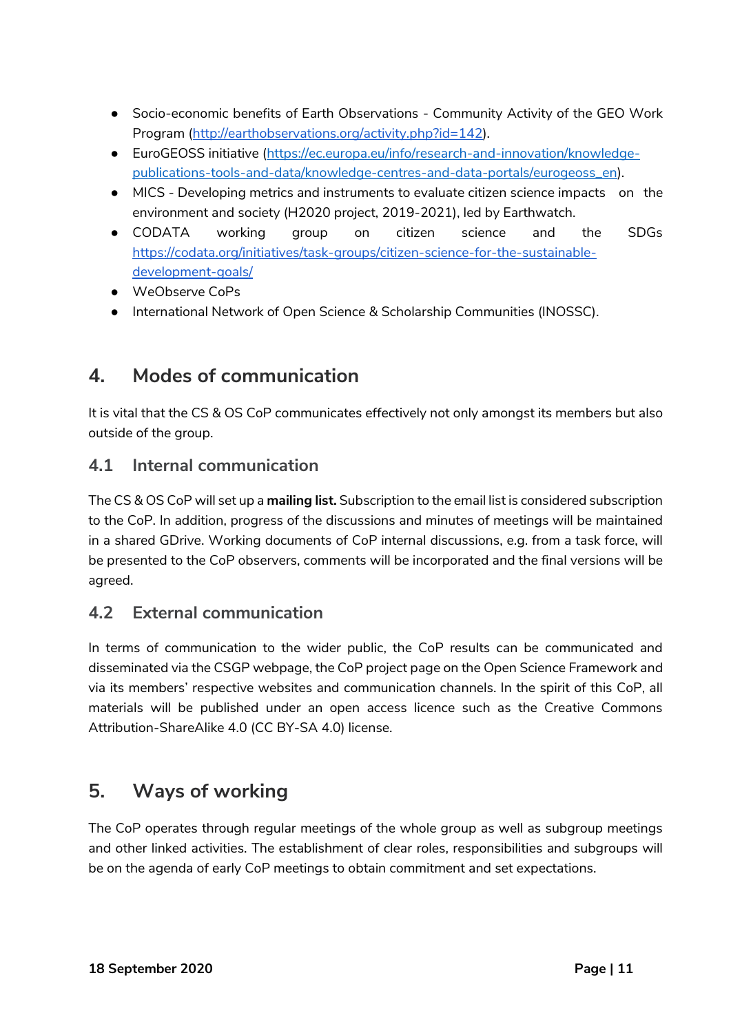- Socio-economic benefits of Earth Observations - Community Activity of the GEO Work Program (http://earthobservations.org/activity.php?id=142).
- EuroGEOSS initiative (https://ec.europa.eu/info/research-and-innovation/knowledge-publications-tools-and-data/knowledge-centres-and-data-portals/eurogeoss_en).
- MICS - Developing metrics and instruments to evaluate citizen science impacts on the environment and society (H2020 project, 2019-2021), led by Earthwatch.
- CODATA working group on citizen science and the SDGs https://codata.org/initiatives/task-groups/citizen-science-for-the-sustainable-development-goals/
- WeObserve CoPs
- International Network of Open Science & Scholarship Communities (INOSSC).

# 4. Modes of communication

It is vital that the CS & OS CoP communicates effectively not only amongst its members but also outside of the group.

## 4.1 Internal communication

The CS & OS CoP will set up a **mailing list.** Subscription to the email list is considered subscription to the CoP. In addition, progress of the discussions and minutes of meetings will be maintained in a shared GDrive. Working documents of CoP internal discussions, e.g. from a task force, will be presented to the CoP observers, comments will be incorporated and the final versions will be agreed.

## 4.2 External communication

In terms of communication to the wider public, the CoP results can be communicated and disseminated via the CSGP webpage, the CoP project page on the Open Science Framework and via its members' respective websites and communication channels. In the spirit of this CoP, all materials will be published under an open access licence such as the Creative Commons Attribution-ShareAlike 4.0 (CC BY-SA 4.0) license.

# 5. Ways of working

The CoP operates through regular meetings of the whole group as well as subgroup meetings and other linked activities. The establishment of clear roles, responsibilities and subgroups will be on the agenda of early CoP meetings to obtain commitment and set expectations.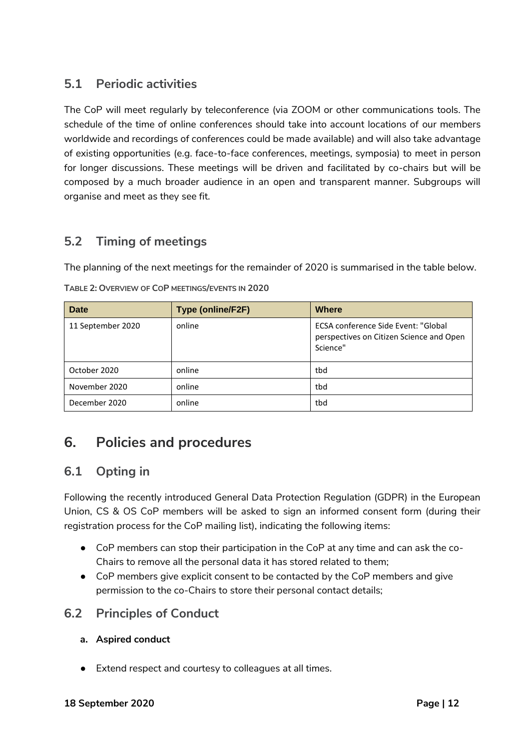## 5.1 Periodic activities

The CoP will meet regularly by teleconference (via ZOOM or other communications tools. The schedule of the time of online conferences should take into account locations of our members worldwide and recordings of conferences could be made available) and will also take advantage of existing opportunities (e.g. face-to-face conferences, meetings, symposia) to meet in person for longer discussions. These meetings will be driven and facilitated by co-chairs but will be composed by a much broader audience in an open and transparent manner. Subgroups will organise and meet as they see fit.

## 5.2 Timing of meetings

The planning of the next meetings for the remainder of 2020 is summarised in the table below.

**TABLE 2: OVERVIEW OF COP MEETINGS/EVENTS IN 2020**

| Date | Type (online/F2F) | Where |
|---|---|---|
| 11 September 2020 | online | ECSA conference Side Event: "Global perspectives on Citizen Science and Open Science" |
| October 2020 | online | tbd |
| November 2020 | online | tbd |
| December 2020 | online | tbd |

# 6. Policies and procedures

## 6.1 Opting in

Following the recently introduced General Data Protection Regulation (GDPR) in the European Union, CS & OS CoP members will be asked to sign an informed consent form (during their registration process for the CoP mailing list), indicating the following items:

- CoP members can stop their participation in the CoP at any time and can ask the co-Chairs to remove all the personal data it has stored related to them;
- CoP members give explicit consent to be contacted by the CoP members and give permission to the co-Chairs to store their personal contact details;

## 6.2 Principles of Conduct

**a. Aspired conduct**

- Extend respect and courtesy to colleagues at all times.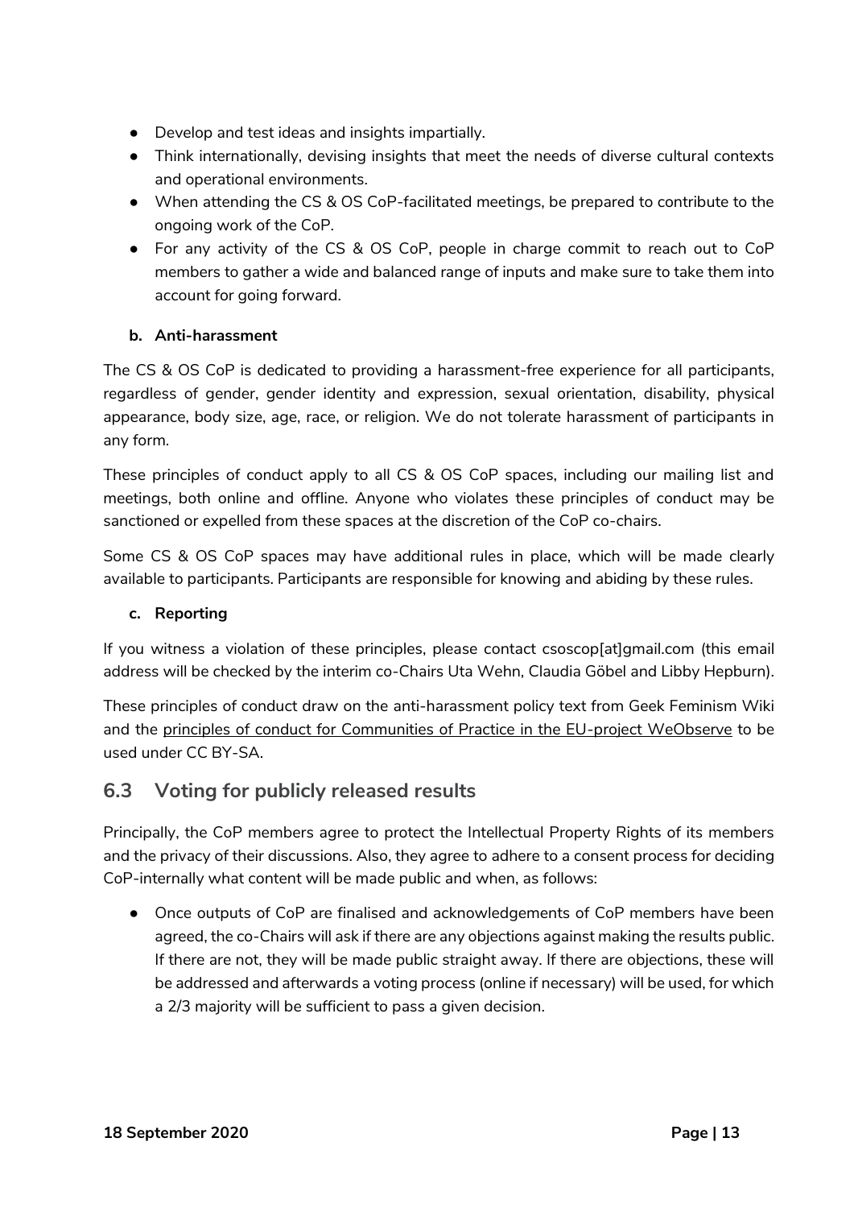- Develop and test ideas and insights impartially.
- Think internationally, devising insights that meet the needs of diverse cultural contexts and operational environments.
- When attending the CS & OS CoP-facilitated meetings, be prepared to contribute to the ongoing work of the CoP.
- For any activity of the CS & OS CoP, people in charge commit to reach out to CoP members to gather a wide and balanced range of inputs and make sure to take them into account for going forward.

**b. Anti-harassment**

The CS & OS CoP is dedicated to providing a harassment-free experience for all participants, regardless of gender, gender identity and expression, sexual orientation, disability, physical appearance, body size, age, race, or religion. We do not tolerate harassment of participants in any form.

These principles of conduct apply to all CS & OS CoP spaces, including our mailing list and meetings, both online and offline. Anyone who violates these principles of conduct may be sanctioned or expelled from these spaces at the discretion of the CoP co-chairs.

Some CS & OS CoP spaces may have additional rules in place, which will be made clearly available to participants. Participants are responsible for knowing and abiding by these rules.

**c. Reporting**

If you witness a violation of these principles, please contact csoscop[at]gmail.com (this email address will be checked by the interim co-Chairs Uta Wehn, Claudia Göbel and Libby Hepburn).

These principles of conduct draw on the anti-harassment policy text from Geek Feminism Wiki and the principles of conduct for Communities of Practice in the EU-project WeObserve to be used under CC BY-SA.

## 6.3 Voting for publicly released results

Principally, the CoP members agree to protect the Intellectual Property Rights of its members and the privacy of their discussions. Also, they agree to adhere to a consent process for deciding CoP-internally what content will be made public and when, as follows:

- Once outputs of CoP are finalised and acknowledgements of CoP members have been agreed, the co-Chairs will ask if there are any objections against making the results public. If there are not, they will be made public straight away. If there are objections, these will be addressed and afterwards a voting process (online if necessary) will be used, for which a 2/3 majority will be sufficient to pass a given decision.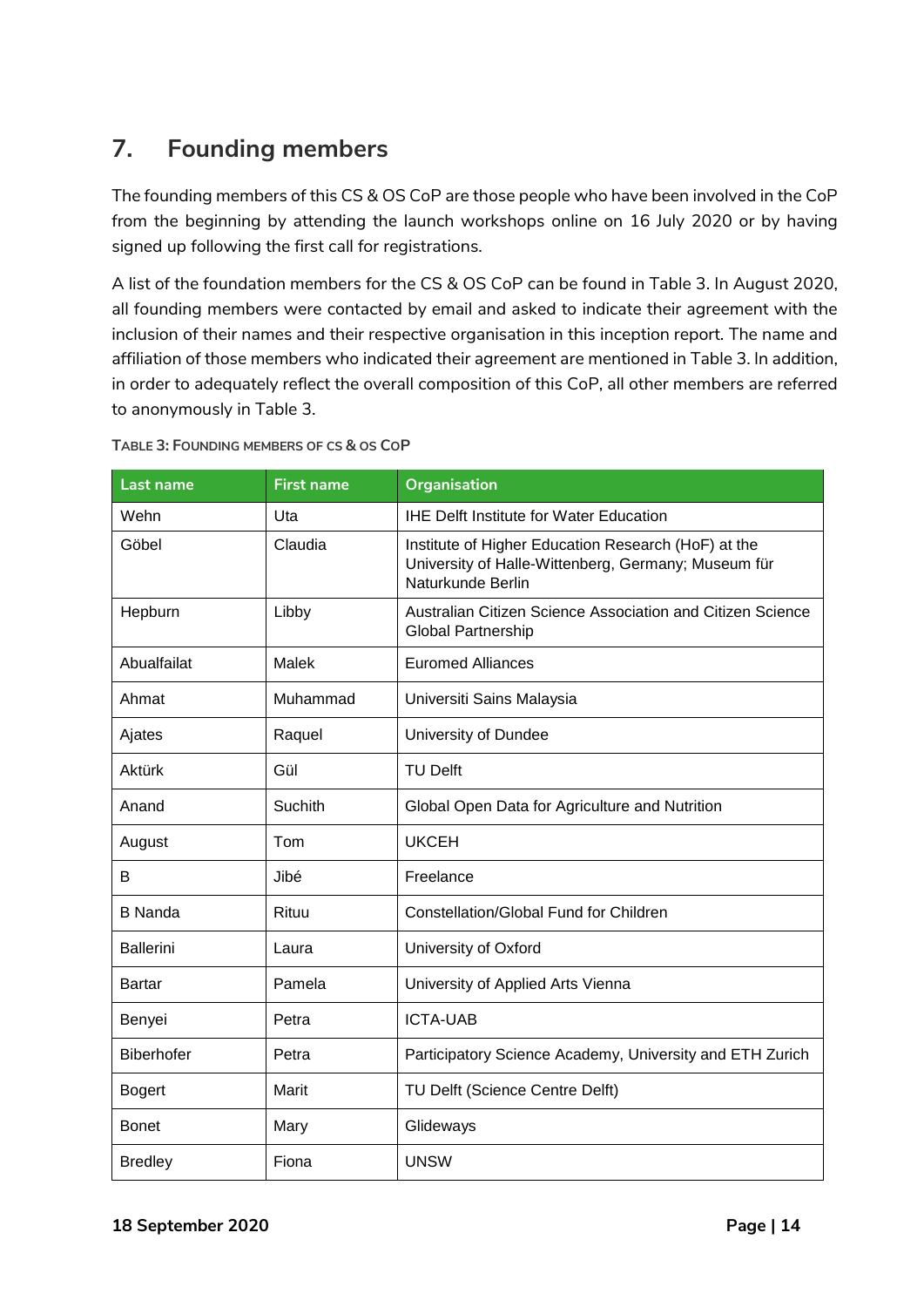## 7. Founding members

The founding members of this CS & OS CoP are those people who have been involved in the CoP from the beginning by attending the launch workshops online on 16 July 2020 or by having signed up following the first call for registrations.

A list of the foundation members for the CS & OS CoP can be found in Table 3. In August 2020, all founding members were contacted by email and asked to indicate their agreement with the inclusion of their names and their respective organisation in this inception report. The name and affiliation of those members who indicated their agreement are mentioned in Table 3. In addition, in order to adequately reflect the overall composition of this CoP, all other members are referred to anonymously in Table 3.

**Table 3: Founding members of CS & OS CoP**

| Last name | First name | Organisation |
|---|---|---|
| Wehn | Uta | IHE Delft Institute for Water Education |
| Göbel | Claudia | Institute of Higher Education Research (HoF) at the University of Halle-Wittenberg, Germany; Museum für Naturkunde Berlin |
| Hepburn | Libby | Australian Citizen Science Association and Citizen Science Global Partnership |
| Abualfailat | Malek | Euromed Alliances |
| Ahmat | Muhammad | Universiti Sains Malaysia |
| Ajates | Raquel | University of Dundee |
| Aktürk | Gül | TU Delft |
| Anand | Suchith | Global Open Data for Agriculture and Nutrition |
| August | Tom | UKCEH |
| B | Jibé | Freelance |
| B Nanda | Rituu | Constellation/Global Fund for Children |
| Ballerini | Laura | University of Oxford |
| Bartar | Pamela | University of Applied Arts Vienna |
| Benyei | Petra | ICTA-UAB |
| Biberhofer | Petra | Participatory Science Academy, University and ETH Zurich |
| Bogert | Marit | TU Delft (Science Centre Delft) |
| Bonet | Mary | Glideways |
| Bredley | Fiona | UNSW |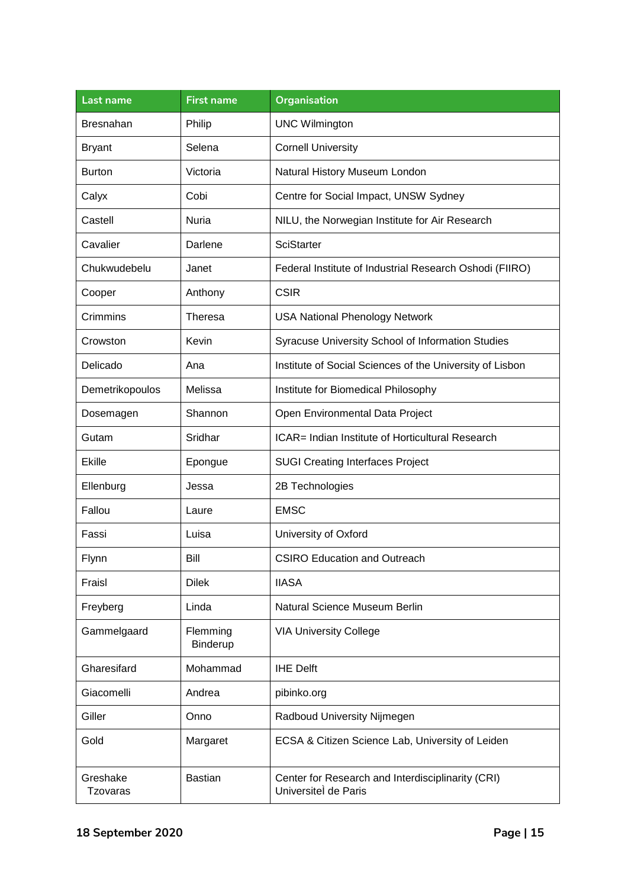| Last name | First name | Organisation |
|---|---|---|
| Bresnahan | Philip | UNC Wilmington |
| Bryant | Selena | Cornell University |
| Burton | Victoria | Natural History Museum London |
| Calyx | Cobi | Centre for Social Impact, UNSW Sydney |
| Castell | Nuria | NILU, the Norwegian Institute for Air Research |
| Cavalier | Darlene | SciStarter |
| Chukwudebelu | Janet | Federal Institute of Industrial Research Oshodi (FIIRO) |
| Cooper | Anthony | CSIR |
| Crimmins | Theresa | USA National Phenology Network |
| Crowston | Kevin | Syracuse University School of Information Studies |
| Delicado | Ana | Institute of Social Sciences of the University of Lisbon |
| Demetrikopoulos | Melissa | Institute for Biomedical Philosophy |
| Dosemagen | Shannon | Open Environmental Data Project |
| Gutam | Sridhar | ICAR= Indian Institute of Horticultural Research |
| Ekille | Epongue | SUGI Creating Interfaces Project |
| Ellenburg | Jessa | 2B Technologies |
| Fallou | Laure | EMSC |
| Fassi | Luisa | University of Oxford |
| Flynn | Bill | CSIRO Education and Outreach |
| Fraisl | Dilek | IIASA |
| Freyberg | Linda | Natural Science Museum Berlin |
| Gammelgaard | Flemming Binderup | VIA University College |
| Gharesifard | Mohammad | IHE Delft |
| Giacomelli | Andrea | pibinko.org |
| Giller | Onno | Radboud University Nijmegen |
| Gold | Margaret | ECSA & Citizen Science Lab, University of Leiden |
| Greshake Tzovaras | Bastian | Center for Research and Interdisciplinarity (CRI) Universitè de Paris |

**18 September 2020**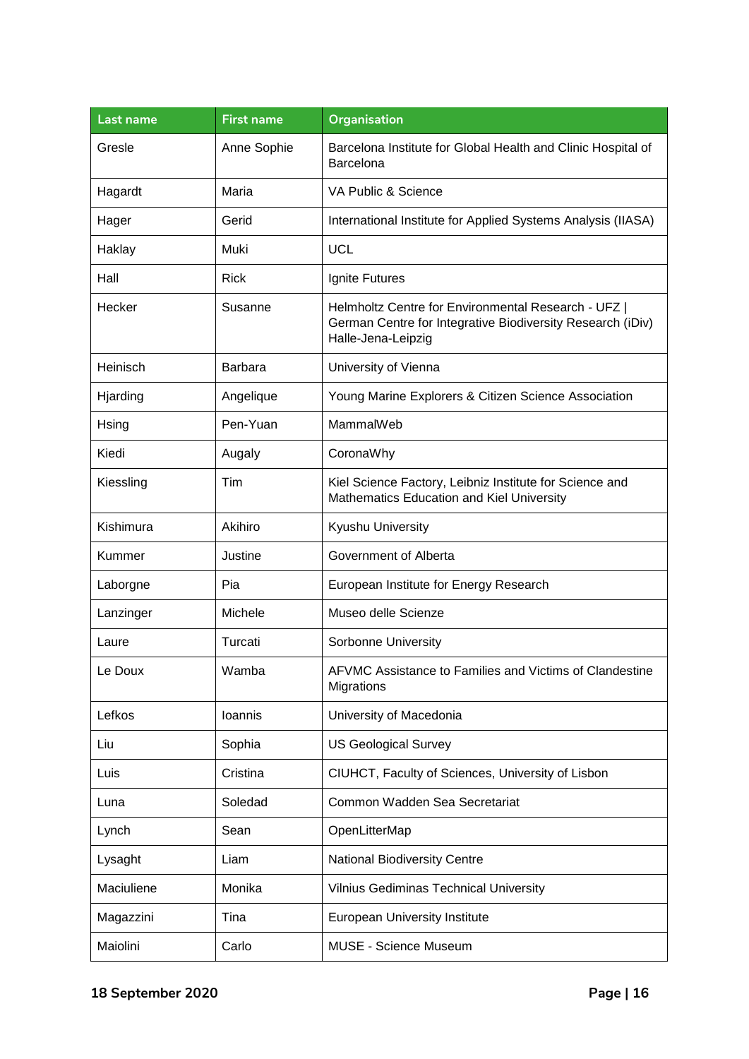| Last name | First name | Organisation |
| --- | --- | --- |
| Gresle | Anne Sophie | Barcelona Institute for Global Health and Clinic Hospital of Barcelona |
| Hagardt | Maria | VA Public & Science |
| Hager | Gerid | International Institute for Applied Systems Analysis (IIASA) |
| Haklay | Muki | UCL |
| Hall | Rick | Ignite Futures |
| Hecker | Susanne | Helmholtz Centre for Environmental Research - UFZ \| German Centre for Integrative Biodiversity Research (iDiv) Halle-Jena-Leipzig |
| Heinisch | Barbara | University of Vienna |
| Hjarding | Angelique | Young Marine Explorers & Citizen Science Association |
| Hsing | Pen-Yuan | MammalWeb |
| Kiedi | Augaly | CoronaWhy |
| Kiessling | Tim | Kiel Science Factory, Leibniz Institute for Science and Mathematics Education and Kiel University |
| Kishimura | Akihiro | Kyushu University |
| Kummer | Justine | Government of Alberta |
| Laborgne | Pia | European Institute for Energy Research |
| Lanzinger | Michele | Museo delle Scienze |
| Laure | Turcati | Sorbonne University |
| Le Doux | Wamba | AFVMC Assistance to Families and Victims of Clandestine Migrations |
| Lefkos | Ioannis | University of Macedonia |
| Liu | Sophia | US Geological Survey |
| Luis | Cristina | CIUHCT, Faculty of Sciences, University of Lisbon |
| Luna | Soledad | Common Wadden Sea Secretariat |
| Lynch | Sean | OpenLitterMap |
| Lysaght | Liam | National Biodiversity Centre |
| Maciuliene | Monika | Vilnius Gediminas Technical University |
| Magazzini | Tina | European University Institute |
| Maiolini | Carlo | MUSE - Science Museum |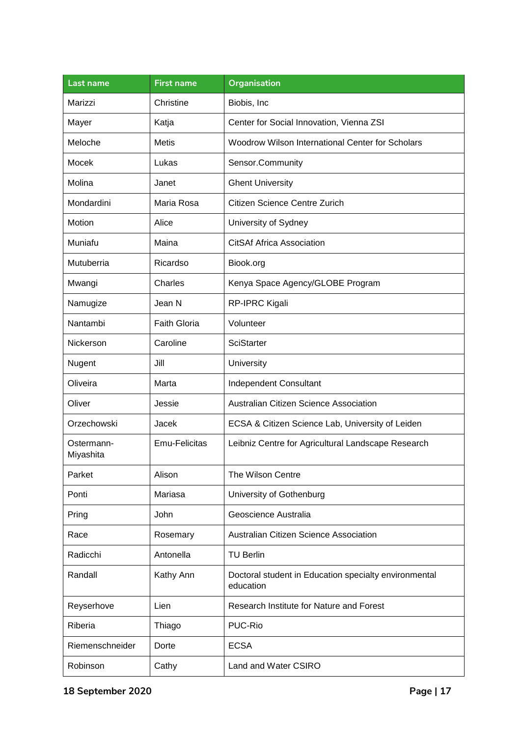| Last name | First name | Organisation |
| --- | --- | --- |
| Marizzi | Christine | Biobis, Inc |
| Mayer | Katja | Center for Social Innovation, Vienna ZSI |
| Meloche | Metis | Woodrow Wilson International Center for Scholars |
| Mocek | Lukas | Sensor.Community |
| Molina | Janet | Ghent University |
| Mondardini | Maria Rosa | Citizen Science Centre Zurich |
| Motion | Alice | University of Sydney |
| Muniafu | Maina | CitSAf Africa Association |
| Mutuberria | Ricardso | Biook.org |
| Mwangi | Charles | Kenya Space Agency/GLOBE Program |
| Namugize | Jean N | RP-IPRC Kigali |
| Nantambi | Faith Gloria | Volunteer |
| Nickerson | Caroline | SciStarter |
| Nugent | Jill | University |
| Oliveira | Marta | Independent Consultant |
| Oliver | Jessie | Australian Citizen Science Association |
| Orzechowski | Jacek | ECSA & Citizen Science Lab, University of Leiden |
| Ostermann-Miyashita | Emu-Felicitas | Leibniz Centre for Agricultural Landscape Research |
| Parket | Alison | The Wilson Centre |
| Ponti | Mariasa | University of Gothenburg |
| Pring | John | Geoscience Australia |
| Race | Rosemary | Australian Citizen Science Association |
| Radicchi | Antonella | TU Berlin |
| Randall | Kathy Ann | Doctoral student in Education specialty environmental education |
| Reyserhove | Lien | Research Institute for Nature and Forest |
| Riberia | Thiago | PUC-Rio |
| Riemenschneider | Dorte | ECSA |
| Robinson | Cathy | Land and Water CSIRO |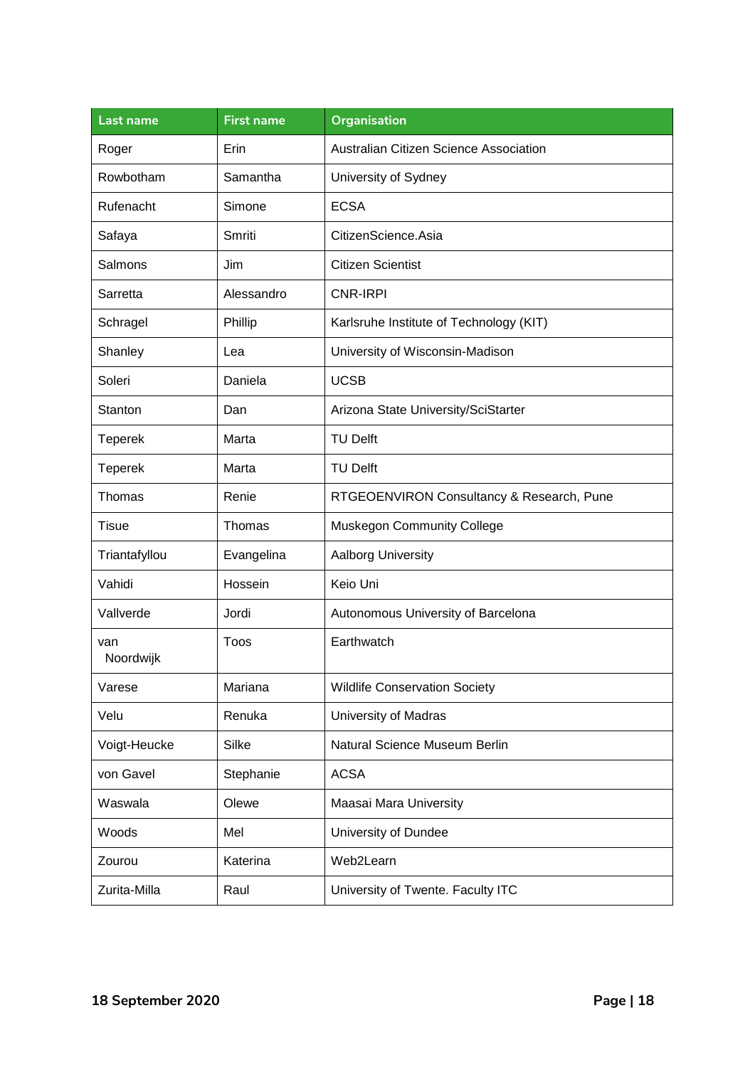| Last name | First name | Organisation |
|---|---|---|
| Roger | Erin | Australian Citizen Science Association |
| Rowbotham | Samantha | University of Sydney |
| Rufenacht | Simone | ECSA |
| Safaya | Smriti | CitizenScience.Asia |
| Salmons | Jim | Citizen Scientist |
| Sarretta | Alessandro | CNR-IRPI |
| Schragel | Phillip | Karlsruhe Institute of Technology (KIT) |
| Shanley | Lea | University of Wisconsin-Madison |
| Soleri | Daniela | UCSB |
| Stanton | Dan | Arizona State University/SciStarter |
| Teperek | Marta | TU Delft |
| Teperek | Marta | TU Delft |
| Thomas | Renie | RTGEOENVIRON Consultancy & Research, Pune |
| Tisue | Thomas | Muskegon Community College |
| Triantafyllou | Evangelina | Aalborg University |
| Vahidi | Hossein | Keio Uni |
| Vallverde | Jordi | Autonomous University of Barcelona |
| van Noordwijk | Toos | Earthwatch |
| Varese | Mariana | Wildlife Conservation Society |
| Velu | Renuka | University of Madras |
| Voigt-Heucke | Silke | Natural Science Museum Berlin |
| von Gavel | Stephanie | ACSA |
| Waswala | Olewe | Maasai Mara University |
| Woods | Mel | University of Dundee |
| Zourou | Katerina | Web2Learn |
| Zurita-Milla | Raul | University of Twente. Faculty ITC |